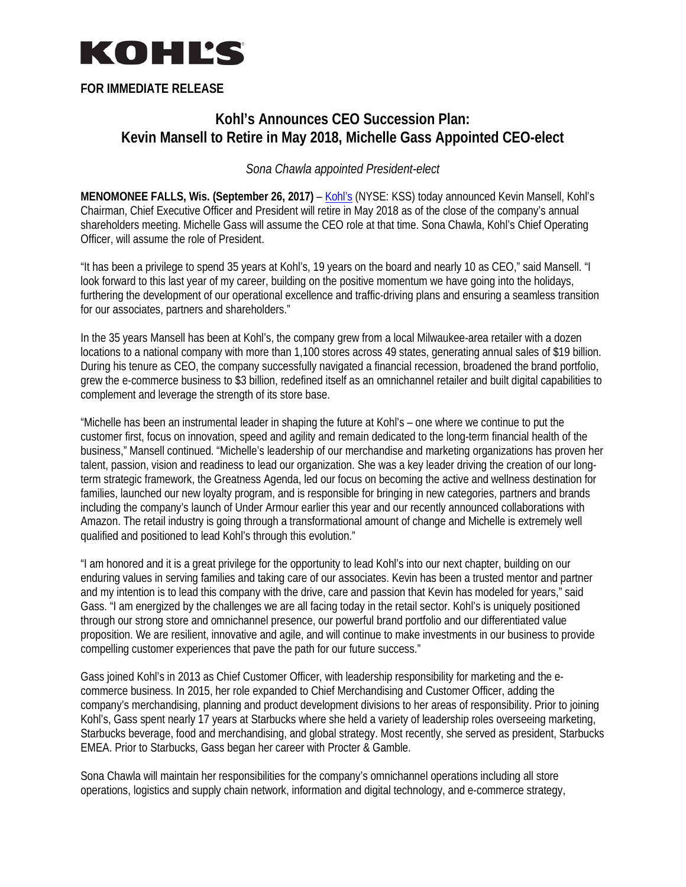KOHL'S

**FOR IMMEDIATE RELEASE**

# Kohl's Announces CEO Succession Plan: Kevin Mansell to Retire in May 2018, Michelle Gass Appointed CEO-elect

*Sona Chawla appointed President-elect*

**MENOMONEE FALLS, Wis. (September 26, 2017)** – Kohl's (NYSE: KSS) today announced Kevin Mansell, Kohl's Chairman, Chief Executive Officer and President will retire in May 2018 as of the close of the company's annual shareholders meeting. Michelle Gass will assume the CEO role at that time. Sona Chawla, Kohl's Chief Operating Officer, will assume the role of President.

"It has been a privilege to spend 35 years at Kohl's, 19 years on the board and nearly 10 as CEO," said Mansell. "I look forward to this last year of my career, building on the positive momentum we have going into the holidays, furthering the development of our operational excellence and traffic-driving plans and ensuring a seamless transition for our associates, partners and shareholders."

In the 35 years Mansell has been at Kohl's, the company grew from a local Milwaukee-area retailer with a dozen locations to a national company with more than 1,100 stores across 49 states, generating annual sales of $19 billion. During his tenure as CEO, the company successfully navigated a financial recession, broadened the brand portfolio, grew the e-commerce business to $3 billion, redefined itself as an omnichannel retailer and built digital capabilities to complement and leverage the strength of its store base.

"Michelle has been an instrumental leader in shaping the future at Kohl's – one where we continue to put the customer first, focus on innovation, speed and agility and remain dedicated to the long-term financial health of the business," Mansell continued. "Michelle's leadership of our merchandise and marketing organizations has proven her talent, passion, vision and readiness to lead our organization. She was a key leader driving the creation of our long-term strategic framework, the Greatness Agenda, led our focus on becoming the active and wellness destination for families, launched our new loyalty program, and is responsible for bringing in new categories, partners and brands including the company's launch of Under Armour earlier this year and our recently announced collaborations with Amazon. The retail industry is going through a transformational amount of change and Michelle is extremely well qualified and positioned to lead Kohl's through this evolution."

"I am honored and it is a great privilege for the opportunity to lead Kohl's into our next chapter, building on our enduring values in serving families and taking care of our associates. Kevin has been a trusted mentor and partner and my intention is to lead this company with the drive, care and passion that Kevin has modeled for years," said Gass. "I am energized by the challenges we are all facing today in the retail sector. Kohl's is uniquely positioned through our strong store and omnichannel presence, our powerful brand portfolio and our differentiated value proposition. We are resilient, innovative and agile, and will continue to make investments in our business to provide compelling customer experiences that pave the path for our future success."

Gass joined Kohl's in 2013 as Chief Customer Officer, with leadership responsibility for marketing and the e-commerce business. In 2015, her role expanded to Chief Merchandising and Customer Officer, adding the company's merchandising, planning and product development divisions to her areas of responsibility. Prior to joining Kohl's, Gass spent nearly 17 years at Starbucks where she held a variety of leadership roles overseeing marketing, Starbucks beverage, food and merchandising, and global strategy. Most recently, she served as president, Starbucks EMEA. Prior to Starbucks, Gass began her career with Procter & Gamble.

Sona Chawla will maintain her responsibilities for the company's omnichannel operations including all store operations, logistics and supply chain network, information and digital technology, and e-commerce strategy,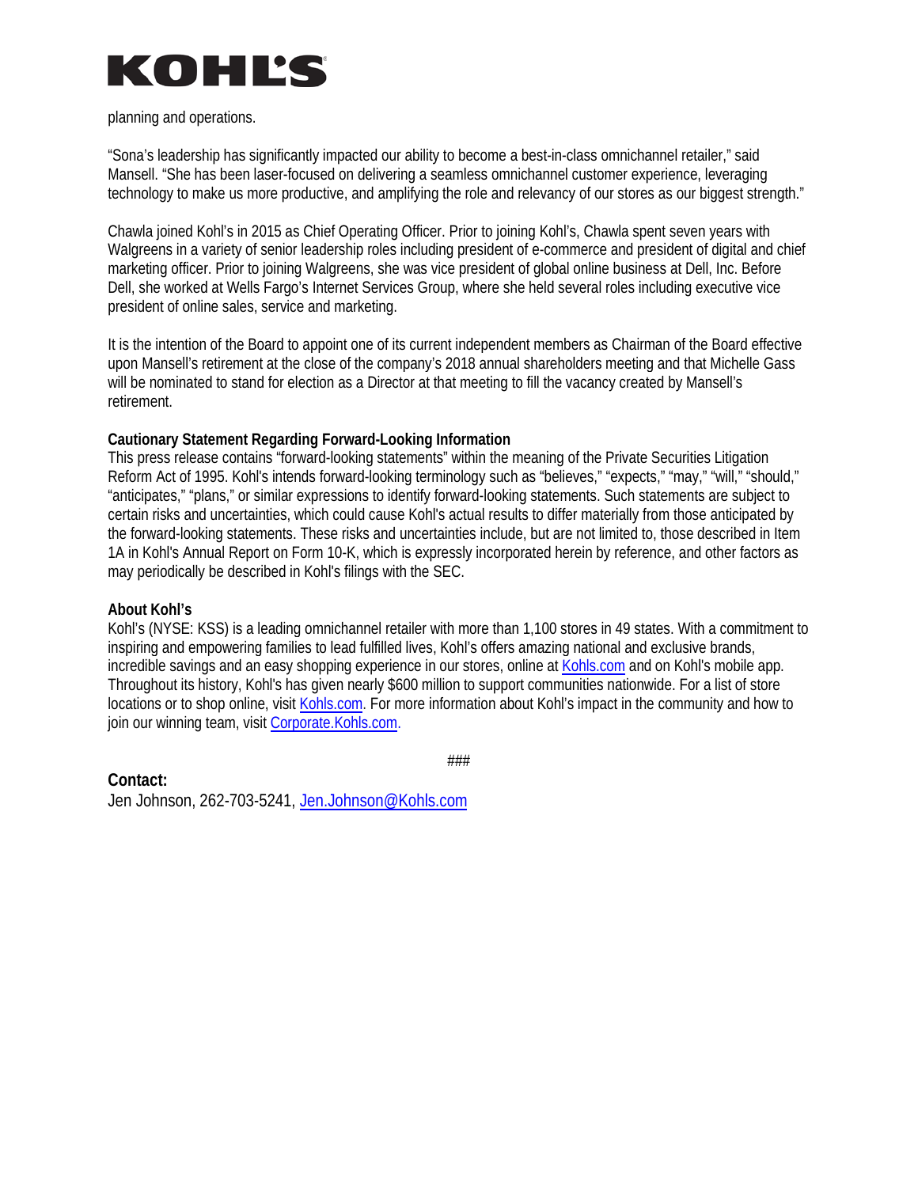planning and operations.

"Sona's leadership has significantly impacted our ability to become a best-in-class omnichannel retailer," said Mansell. "She has been laser-focused on delivering a seamless omnichannel customer experience, leveraging technology to make us more productive, and amplifying the role and relevancy of our stores as our biggest strength."

Chawla joined Kohl's in 2015 as Chief Operating Officer. Prior to joining Kohl's, Chawla spent seven years with Walgreens in a variety of senior leadership roles including president of e-commerce and president of digital and chief marketing officer. Prior to joining Walgreens, she was vice president of global online business at Dell, Inc. Before Dell, she worked at Wells Fargo's Internet Services Group, where she held several roles including executive vice president of online sales, service and marketing.

It is the intention of the Board to appoint one of its current independent members as Chairman of the Board effective upon Mansell's retirement at the close of the company's 2018 annual shareholders meeting and that Michelle Gass will be nominated to stand for election as a Director at that meeting to fill the vacancy created by Mansell's retirement.

**Cautionary Statement Regarding Forward-Looking Information**

This press release contains "forward-looking statements" within the meaning of the Private Securities Litigation Reform Act of 1995. Kohl's intends forward-looking terminology such as "believes," "expects," "may," "will," "should," "anticipates," "plans," or similar expressions to identify forward-looking statements. Such statements are subject to certain risks and uncertainties, which could cause Kohl's actual results to differ materially from those anticipated by the forward-looking statements. These risks and uncertainties include, but are not limited to, those described in Item 1A in Kohl's Annual Report on Form 10-K, which is expressly incorporated herein by reference, and other factors as may periodically be described in Kohl's filings with the SEC.

**About Kohl's**

Kohl's (NYSE: KSS) is a leading omnichannel retailer with more than 1,100 stores in 49 states. With a commitment to inspiring and empowering families to lead fulfilled lives, Kohl's offers amazing national and exclusive brands, incredible savings and an easy shopping experience in our stores, online at Kohls.com and on Kohl's mobile app. Throughout its history, Kohl's has given nearly $600 million to support communities nationwide. For a list of store locations or to shop online, visit Kohls.com. For more information about Kohl's impact in the community and how to join our winning team, visit Corporate.Kohls.com.

###

**Contact:**

Jen Johnson, 262-703-5241, Jen.Johnson@Kohls.com